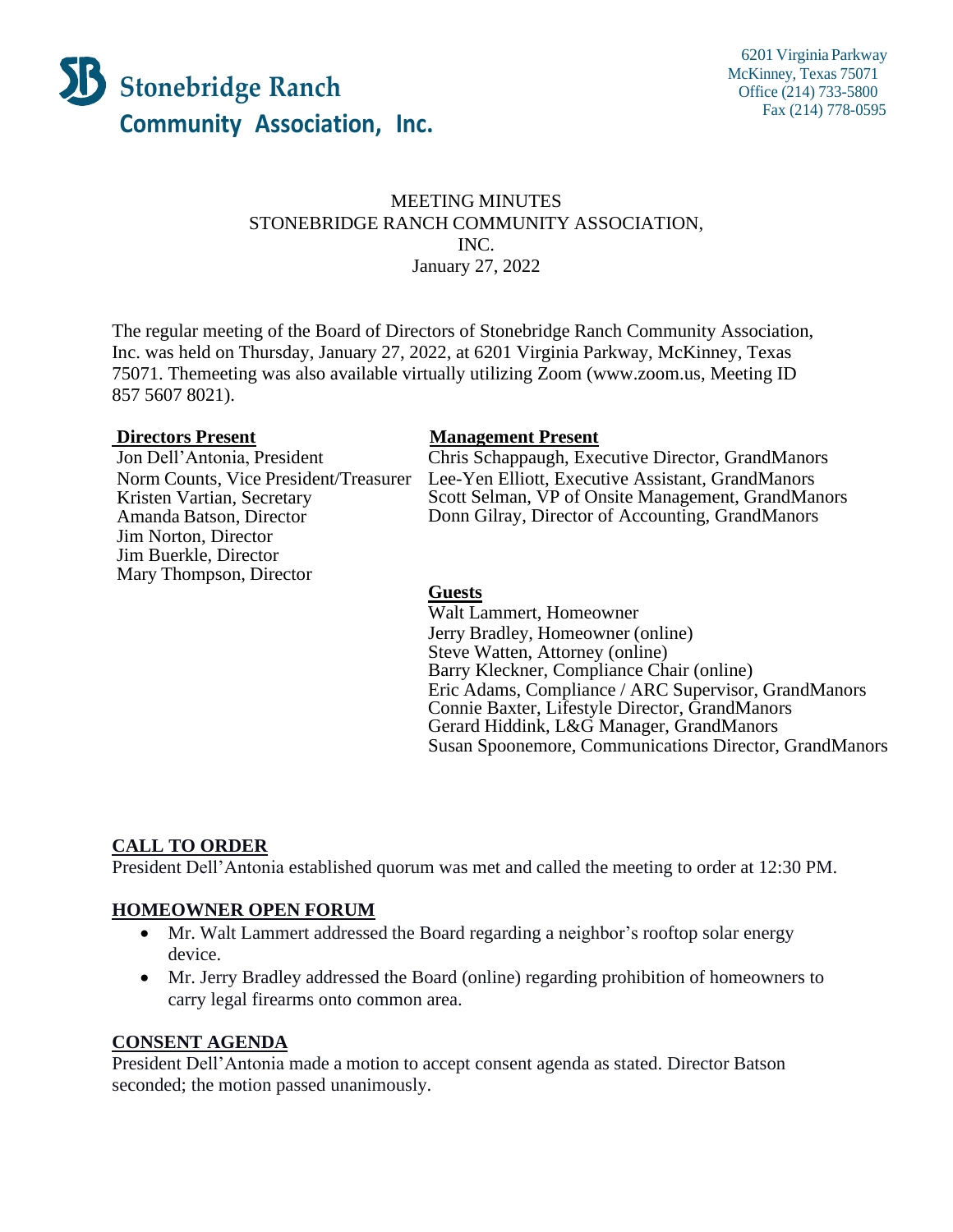Stonebridge Ranch Community Association, Inc.

6201 Virginia Parkway
McKinney, Texas 75071
Office (214) 733-5800
Fax (214) 778-0595

MEETING MINUTES
STONEBRIDGE RANCH COMMUNITY ASSOCIATION, INC.
January 27, 2022

The regular meeting of the Board of Directors of Stonebridge Ranch Community Association, Inc. was held on Thursday, January 27, 2022, at 6201 Virginia Parkway, McKinney, Texas 75071. Themeeting was also available virtually utilizing Zoom (www.zoom.us, Meeting ID 857 5607 8021).

**Directors Present**
Jon Dell'Antonia, President
Norm Counts, Vice President/Treasurer
Kristen Vartian, Secretary
Amanda Batson, Director
Jim Norton, Director
Jim Buerkle, Director
Mary Thompson, Director

**Management Present**
Chris Schappaugh, Executive Director, GrandManors
Lee-Yen Elliott, Executive Assistant, GrandManors
Scott Selman, VP of Onsite Management, GrandManors
Donn Gilray, Director of Accounting, GrandManors

**Guests**
Walt Lammert, Homeowner
Jerry Bradley, Homeowner (online)
Steve Watten, Attorney (online)
Barry Kleckner, Compliance Chair (online)
Eric Adams, Compliance / ARC Supervisor, GrandManors
Connie Baxter, Lifestyle Director, GrandManors
Gerard Hiddink, L&G Manager, GrandManors
Susan Spoonemore, Communications Director, GrandManors

## CALL TO ORDER

President Dell'Antonia established quorum was met and called the meeting to order at 12:30 PM.

## HOMEOWNER OPEN FORUM

- Mr. Walt Lammert addressed the Board regarding a neighbor's rooftop solar energy device.
- Mr. Jerry Bradley addressed the Board (online) regarding prohibition of homeowners to carry legal firearms onto common area.

## CONSENT AGENDA

President Dell'Antonia made a motion to accept consent agenda as stated. Director Batson seconded; the motion passed unanimously.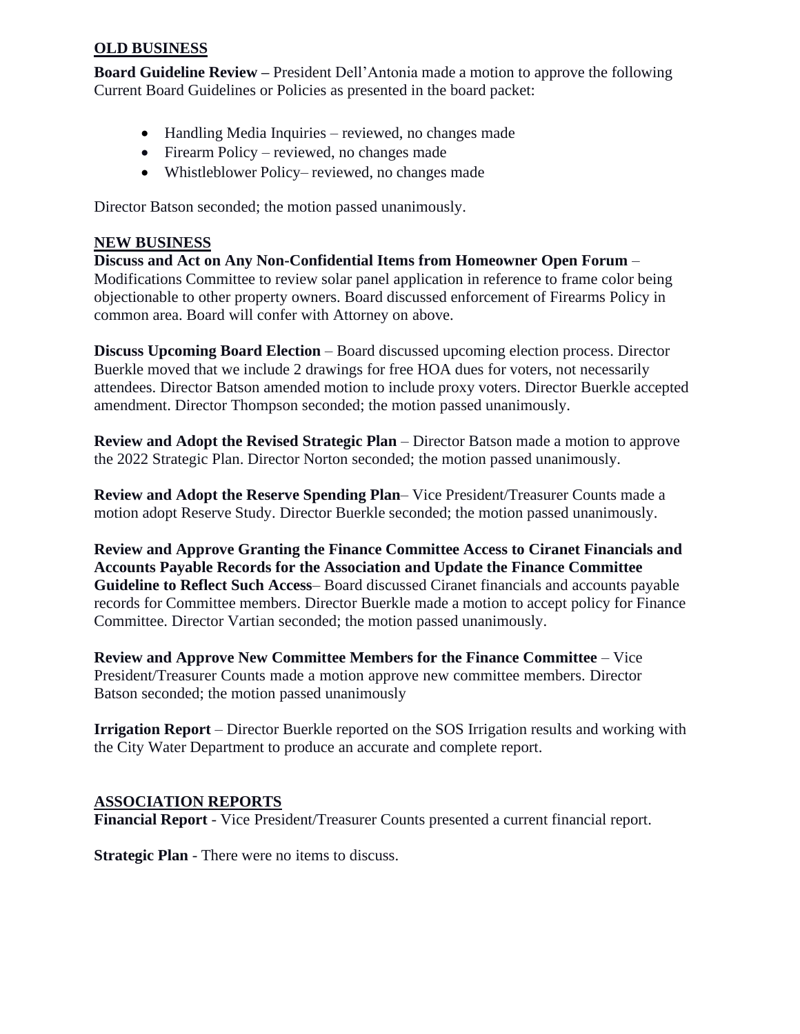## OLD BUSINESS

**Board Guideline Review –** President Dell'Antonia made a motion to approve the following Current Board Guidelines or Policies as presented in the board packet:

- Handling Media Inquiries – reviewed, no changes made
- Firearm Policy – reviewed, no changes made
- Whistleblower Policy– reviewed, no changes made

Director Batson seconded; the motion passed unanimously.

## NEW BUSINESS

**Discuss and Act on Any Non-Confidential Items from Homeowner Open Forum** – Modifications Committee to review solar panel application in reference to frame color being objectionable to other property owners. Board discussed enforcement of Firearms Policy in common area. Board will confer with Attorney on above.

**Discuss Upcoming Board Election** – Board discussed upcoming election process. Director Buerkle moved that we include 2 drawings for free HOA dues for voters, not necessarily attendees. Director Batson amended motion to include proxy voters. Director Buerkle accepted amendment. Director Thompson seconded; the motion passed unanimously.

**Review and Adopt the Revised Strategic Plan** – Director Batson made a motion to approve the 2022 Strategic Plan. Director Norton seconded; the motion passed unanimously.

**Review and Adopt the Reserve Spending Plan**– Vice President/Treasurer Counts made a motion adopt Reserve Study. Director Buerkle seconded; the motion passed unanimously.

**Review and Approve Granting the Finance Committee Access to Ciranet Financials and Accounts Payable Records for the Association and Update the Finance Committee Guideline to Reflect Such Access**– Board discussed Ciranet financials and accounts payable records for Committee members. Director Buerkle made a motion to accept policy for Finance Committee. Director Vartian seconded; the motion passed unanimously.

**Review and Approve New Committee Members for the Finance Committee** – Vice President/Treasurer Counts made a motion approve new committee members. Director Batson seconded; the motion passed unanimously

**Irrigation Report** – Director Buerkle reported on the SOS Irrigation results and working with the City Water Department to produce an accurate and complete report.

## ASSOCIATION REPORTS

**Financial Report** - Vice President/Treasurer Counts presented a current financial report.

**Strategic Plan** - There were no items to discuss.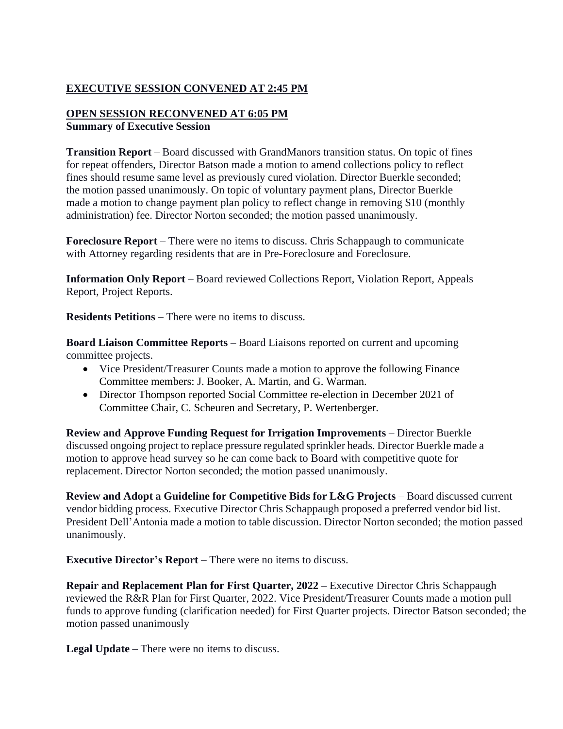**EXECUTIVE SESSION CONVENED AT 2:45 PM**

**OPEN SESSION RECONVENED AT 6:05 PM**
**Summary of Executive Session**

**Transition Report** – Board discussed with GrandManors transition status. On topic of fines for repeat offenders, Director Batson made a motion to amend collections policy to reflect fines should resume same level as previously cured violation. Director Buerkle seconded; the motion passed unanimously. On topic of voluntary payment plans, Director Buerkle made a motion to change payment plan policy to reflect change in removing $10 (monthly administration) fee. Director Norton seconded; the motion passed unanimously.

**Foreclosure Report** – There were no items to discuss. Chris Schappaugh to communicate with Attorney regarding residents that are in Pre-Foreclosure and Foreclosure.

**Information Only Report** – Board reviewed Collections Report, Violation Report, Appeals Report, Project Reports.

**Residents Petitions** – There were no items to discuss.

**Board Liaison Committee Reports** – Board Liaisons reported on current and upcoming committee projects.

- Vice President/Treasurer Counts made a motion to approve the following Finance Committee members: J. Booker, A. Martin, and G. Warman.
- Director Thompson reported Social Committee re-election in December 2021 of Committee Chair, C. Scheuren and Secretary, P. Wertenberger.

**Review and Approve Funding Request for Irrigation Improvements** – Director Buerkle discussed ongoing project to replace pressure regulated sprinkler heads. Director Buerkle made a motion to approve head survey so he can come back to Board with competitive quote for replacement. Director Norton seconded; the motion passed unanimously.

**Review and Adopt a Guideline for Competitive Bids for L&G Projects** – Board discussed current vendor bidding process. Executive Director Chris Schappaugh proposed a preferred vendor bid list. President Dell'Antonia made a motion to table discussion. Director Norton seconded; the motion passed unanimously.

**Executive Director's Report** – There were no items to discuss.

**Repair and Replacement Plan for First Quarter, 2022** – Executive Director Chris Schappaugh reviewed the R&R Plan for First Quarter, 2022. Vice President/Treasurer Counts made a motion pull funds to approve funding (clarification needed) for First Quarter projects. Director Batson seconded; the motion passed unanimously

**Legal Update** – There were no items to discuss.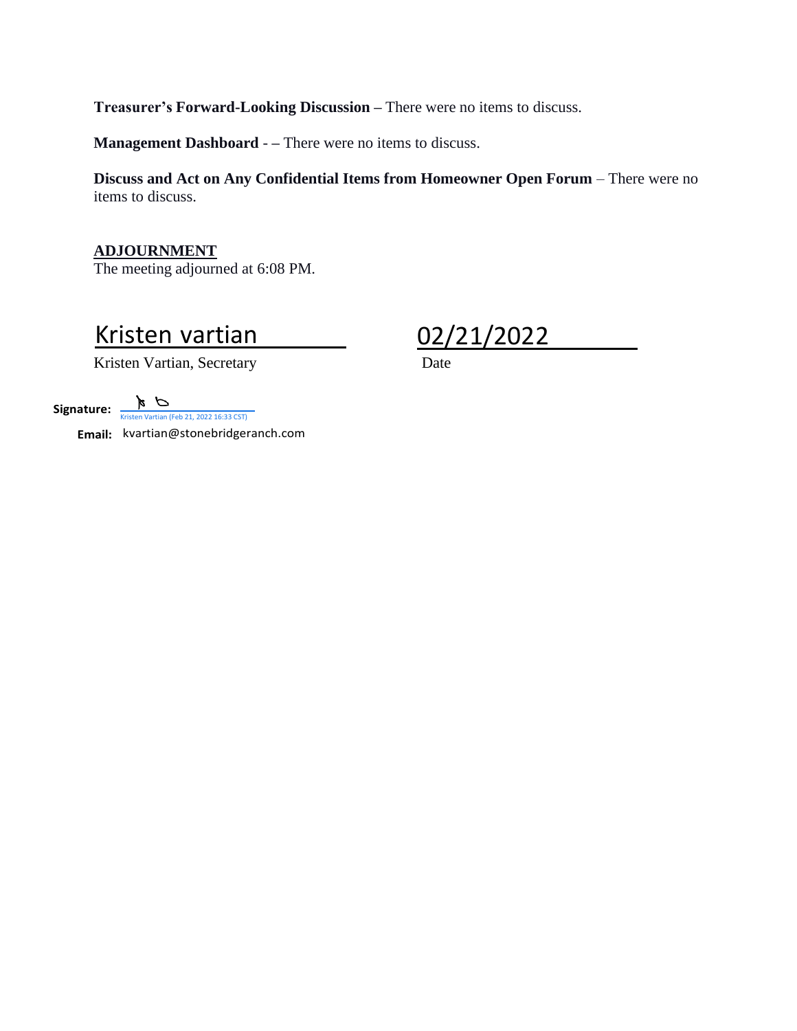**Treasurer's Forward-Looking Discussion –** There were no items to discuss.

**Management Dashboard** - **–** There were no items to discuss.

**Discuss and Act on Any Confidential Items from Homeowner Open Forum** – There were no items to discuss.

**ADJOURNMENT**

The meeting adjourned at 6:08 PM.

Kristen vartian

Kristen Vartian, Secretary

02/21/2022

Date

**Signature:**

Kristen Vartian (Feb 21, 2022 16:33 CST)

**Email:** kvartian@stonebridgeranch.com